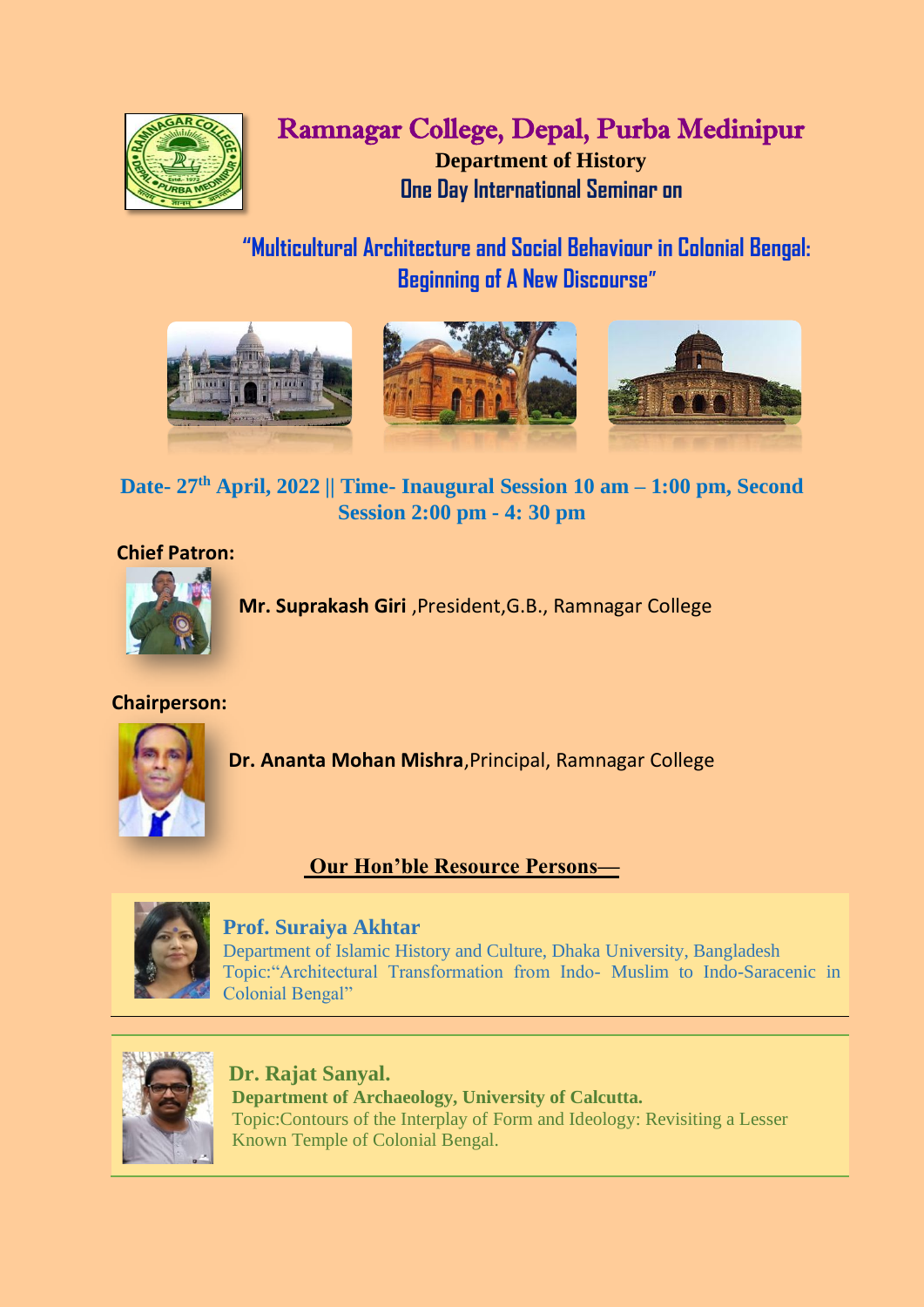# Ramnagar College, Depal, Purba Medinipur

**Department of History**

**One Day International Seminar on**

## "Multicultural Architecture and Social Behaviour in Colonial Bengal: Beginning of A New Discourse"

**Date- 27th April, 2022 || Time- Inaugural Session 10 am – 1:00 pm, Second Session 2:00 pm - 4: 30 pm**

**Chief Patron:**

**Mr. Suprakash Giri** ,President,G.B., Ramnagar College

**Chairperson:**

**Dr. Ananta Mohan Mishra**,Principal, Ramnagar College

**Our Hon'ble Resource Persons—**

**Prof. Suraiya Akhtar**
Department of Islamic History and Culture, Dhaka University, Bangladesh
Topic:"Architectural Transformation from Indo- Muslim to Indo-Saracenic in Colonial Bengal"

**Dr. Rajat Sanyal.**
**Department of Archaeology, University of Calcutta.**
Topic:Contours of the Interplay of Form and Ideology: Revisiting a Lesser Known Temple of Colonial Bengal.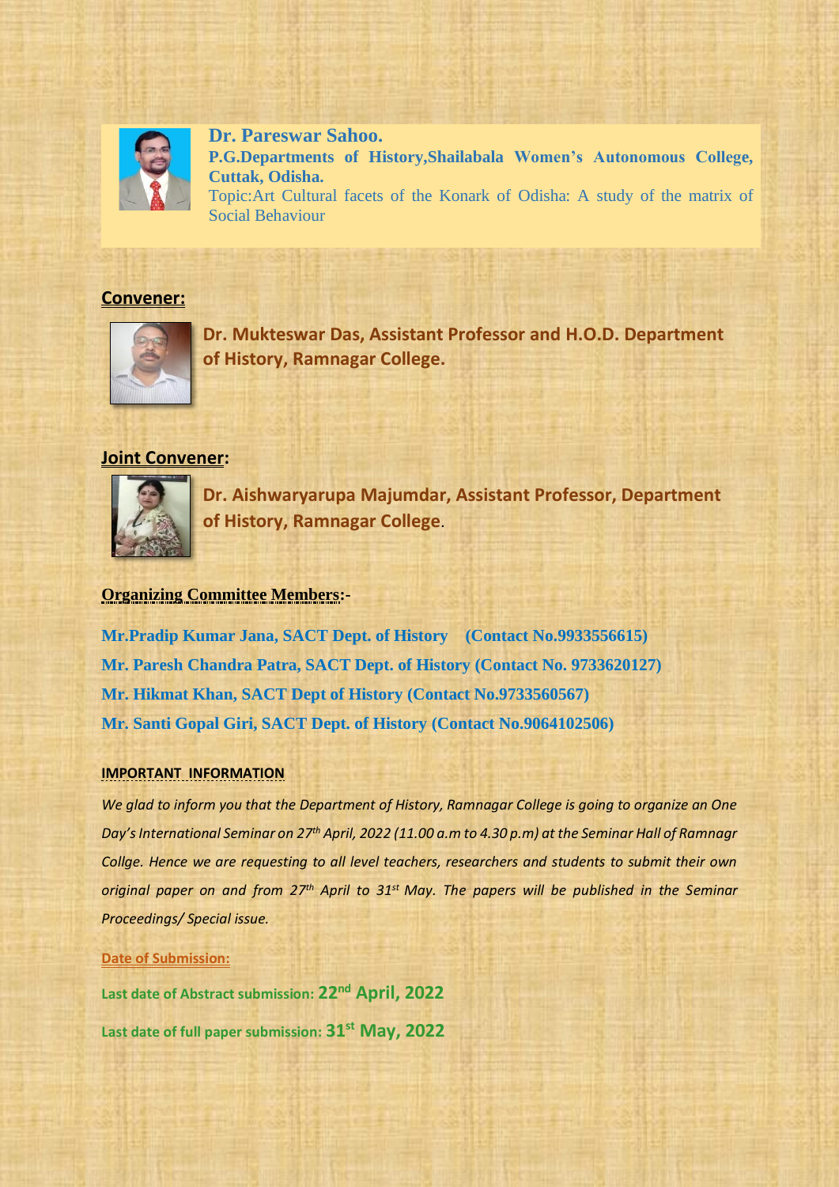**Dr. Pareswar Sahoo.**
**P.G.Departments of History,Shailabala Women's Autonomous College, Cuttak, Odisha.**
Topic:Art Cultural facets of the Konark of Odisha: A study of the matrix of Social Behaviour

## Convener:

**Dr. Mukteswar Das, Assistant Professor and H.O.D. Department of History, Ramnagar College.**

## Joint Convener:

**Dr. Aishwaryarupa Majumdar, Assistant Professor, Department of History, Ramnagar College**.

## Organizing Committee Members:-

**Mr.Pradip Kumar Jana, SACT Dept. of History (Contact No.9933556615)**
**Mr. Paresh Chandra Patra, SACT Dept. of History (Contact No. 9733620127)**
**Mr. Hikmat Khan, SACT Dept of History (Contact No.9733560567)**
**Mr. Santi Gopal Giri, SACT Dept. of History (Contact No.9064102506)**

### IMPORTANT INFORMATION

*We glad to inform you that the Department of History, Ramnagar College is going to organize an One Day's International Seminar on 27th April, 2022 (11.00 a.m to 4.30 p.m) at the Seminar Hall of Ramnagr Collge. Hence we are requesting to all level teachers, researchers and students to submit their own original paper on and from 27th April to 31st May. The papers will be published in the Seminar Proceedings/ Special issue.*

**Date of Submission:**

**Last date of Abstract submission: 22nd April, 2022**

**Last date of full paper submission: 31st May, 2022**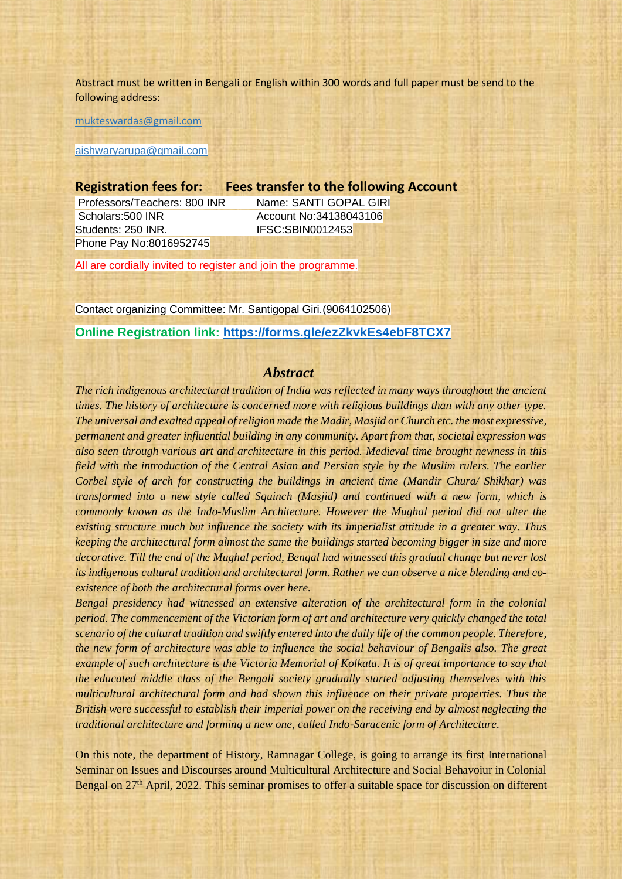Abstract must be written in Bengali or English within 300 words and full paper must be send to the following address:

mukteswardas@gmail.com

aishwaryarupa@gmail.com

| **Registration fees for:** | **Fees transfer to the following Account** |
|---|---|
| Professors/Teachers: 800 INR | Name: SANTI GOPAL GIRI |
| Scholars:500 INR | Account No:34138043106 |
| Students: 250 INR. | IFSC:SBIN0012453 |
| Phone Pay No:8016952745 | |

All are cordially invited to register and join the programme.

Contact organizing Committee: Mr. Santigopal Giri.(9064102506)

**Online Registration link: https://forms.gle/ezZkvkEs4ebF8TCX7**

## *Abstract*

*The rich indigenous architectural tradition of India was reflected in many ways throughout the ancient times. The history of architecture is concerned more with religious buildings than with any other type. The universal and exalted appeal of religion made the Madir, Masjid or Church etc. the most expressive, permanent and greater influential building in any community. Apart from that, societal expression was also seen through various art and architecture in this period. Medieval time brought newness in this field with the introduction of the Central Asian and Persian style by the Muslim rulers. The earlier Corbel style of arch for constructing the buildings in ancient time (Mandir Chura/ Shikhar) was transformed into a new style called Squinch (Masjid) and continued with a new form, which is commonly known as the Indo-Muslim Architecture. However the Mughal period did not alter the existing structure much but influence the society with its imperialist attitude in a greater way. Thus keeping the architectural form almost the same the buildings started becoming bigger in size and more decorative. Till the end of the Mughal period, Bengal had witnessed this gradual change but never lost its indigenous cultural tradition and architectural form. Rather we can observe a nice blending and co-existence of both the architectural forms over here.*

*Bengal presidency had witnessed an extensive alteration of the architectural form in the colonial period. The commencement of the Victorian form of art and architecture very quickly changed the total scenario of the cultural tradition and swiftly entered into the daily life of the common people. Therefore, the new form of architecture was able to influence the social behaviour of Bengalis also. The great example of such architecture is the Victoria Memorial of Kolkata. It is of great importance to say that the educated middle class of the Bengali society gradually started adjusting themselves with this multicultural architectural form and had shown this influence on their private properties. Thus the British were successful to establish their imperial power on the receiving end by almost neglecting the traditional architecture and forming a new one, called Indo-Saracenic form of Architecture.*

On this note, the department of History, Ramnagar College, is going to arrange its first International Seminar on Issues and Discourses around Multicultural Architecture and Social Behavoiur in Colonial Bengal on 27th April, 2022. This seminar promises to offer a suitable space for discussion on different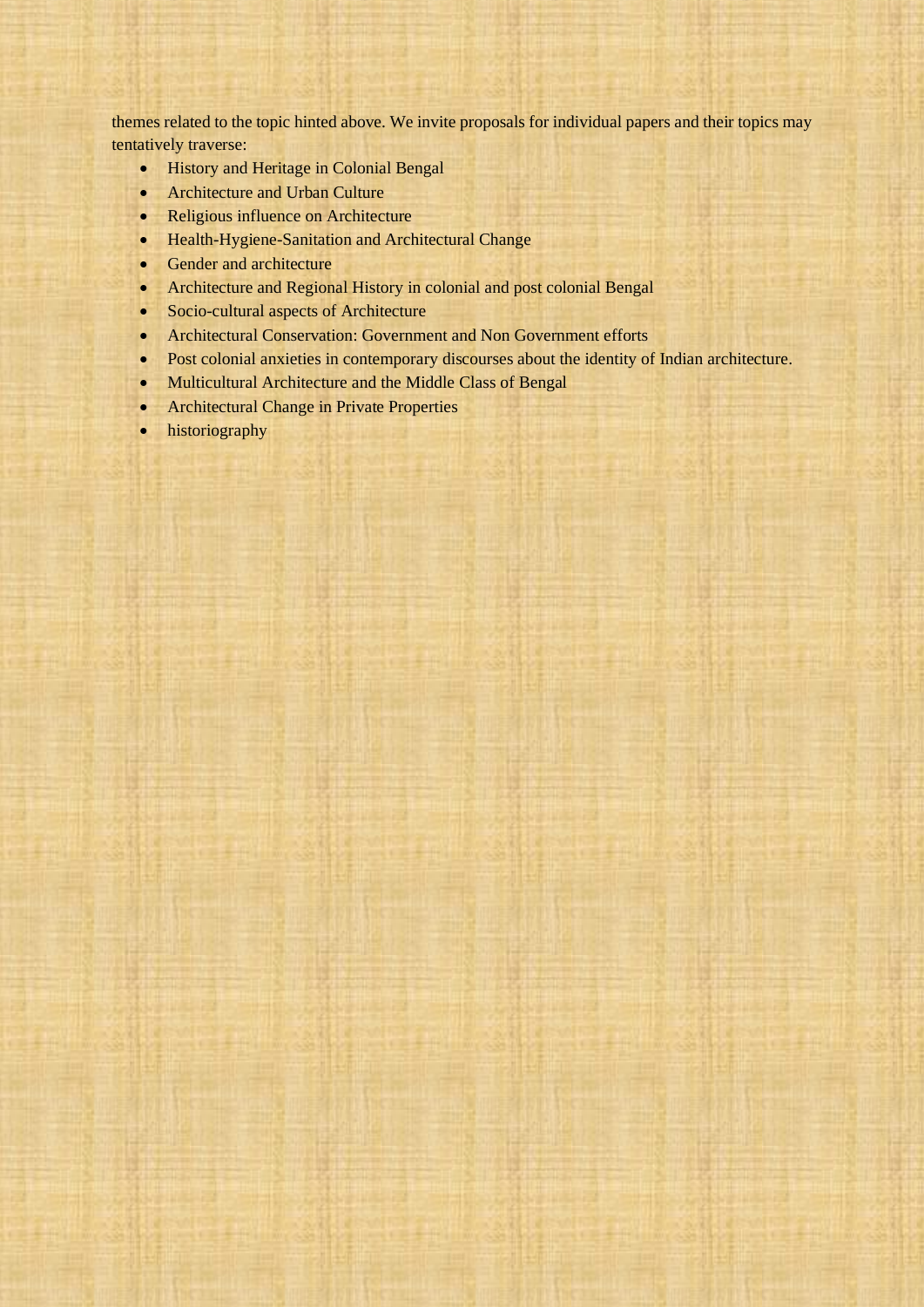themes related to the topic hinted above. We invite proposals for individual papers and their topics may tentatively traverse:

- History and Heritage in Colonial Bengal
- Architecture and Urban Culture
- Religious influence on Architecture
- Health-Hygiene-Sanitation and Architectural Change
- Gender and architecture
- Architecture and Regional History in colonial and post colonial Bengal
- Socio-cultural aspects of Architecture
- Architectural Conservation: Government and Non Government efforts
- Post colonial anxieties in contemporary discourses about the identity of Indian architecture.
- Multicultural Architecture and the Middle Class of Bengal
- Architectural Change in Private Properties
- historiography